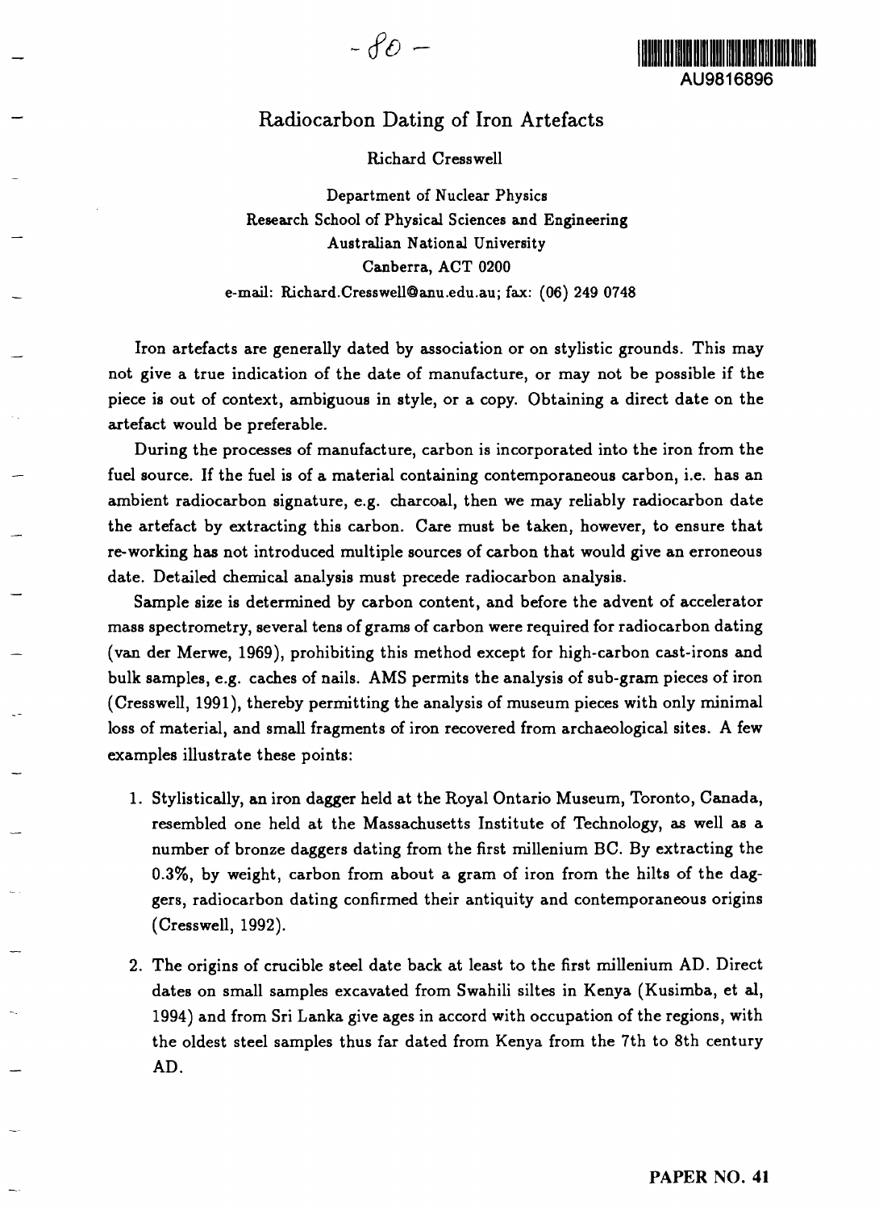# Radiocarbon Dating of Iron Artefacts

Richard Cresswell

Department of Nuclear Physics
Research School of Physical Sciences and Engineering
Australian National University
Canberra, ACT 0200
e-mail: Richard.Cresswell@anu.edu.au; fax: (06) 249 0748

Iron artefacts are generally dated by association or on stylistic grounds. This may not give a true indication of the date of manufacture, or may not be possible if the piece is out of context, ambiguous in style, or a copy. Obtaining a direct date on the artefact would be preferable.

During the processes of manufacture, carbon is incorporated into the iron from the fuel source. If the fuel is of a material containing contemporaneous carbon, i.e. has an ambient radiocarbon signature, e.g. charcoal, then we may reliably radiocarbon date the artefact by extracting this carbon. Care must be taken, however, to ensure that re-working has not introduced multiple sources of carbon that would give an erroneous date. Detailed chemical analysis must precede radiocarbon analysis.

Sample size is determined by carbon content, and before the advent of accelerator mass spectrometry, several tens of grams of carbon were required for radiocarbon dating (van der Merwe, 1969), prohibiting this method except for high-carbon cast-irons and bulk samples, e.g. caches of nails. AMS permits the analysis of sub-gram pieces of iron (Cresswell, 1991), thereby permitting the analysis of museum pieces with only minimal loss of material, and small fragments of iron recovered from archaeological sites. A few examples illustrate these points:

1. Stylistically, an iron dagger held at the Royal Ontario Museum, Toronto, Canada, resembled one held at the Massachusetts Institute of Technology, as well as a number of bronze daggers dating from the first millenium BC. By extracting the 0.3%, by weight, carbon from about a gram of iron from the hilts of the daggers, radiocarbon dating confirmed their antiquity and contemporaneous origins (Cresswell, 1992).

2. The origins of crucible steel date back at least to the first millenium AD. Direct dates on small samples excavated from Swahili siltes in Kenya (Kusimba, et al, 1994) and from Sri Lanka give ages in accord with occupation of the regions, with the oldest steel samples thus far dated from Kenya from the 7th to 8th century AD.

**PAPER NO. 41**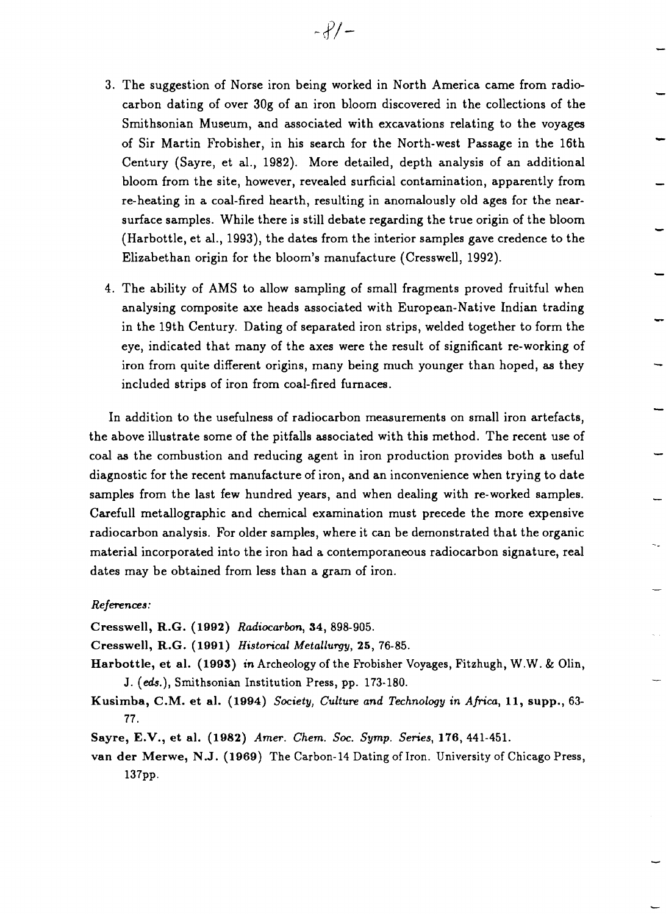3. The suggestion of Norse iron being worked in North America came from radiocarbon dating of over 30g of an iron bloom discovered in the collections of the Smithsonian Museum, and associated with excavations relating to the voyages of Sir Martin Frobisher, in his search for the North-west Passage in the 16th Century (Sayre, et al., 1982). More detailed, depth analysis of an additional bloom from the site, however, revealed surficial contamination, apparently from re-heating in a coal-fired hearth, resulting in anomalously old ages for the near-surface samples. While there is still debate regarding the true origin of the bloom (Harbottle, et al., 1993), the dates from the interior samples gave credence to the Elizabethan origin for the bloom's manufacture (Cresswell, 1992).

4. The ability of AMS to allow sampling of small fragments proved fruitful when analysing composite axe heads associated with European-Native Indian trading in the 19th Century. Dating of separated iron strips, welded together to form the eye, indicated that many of the axes were the result of significant re-working of iron from quite different origins, many being much younger than hoped, as they included strips of iron from coal-fired furnaces.

In addition to the usefulness of radiocarbon measurements on small iron artefacts, the above illustrate some of the pitfalls associated with this method. The recent use of coal as the combustion and reducing agent in iron production provides both a useful diagnostic for the recent manufacture of iron, and an inconvenience when trying to date samples from the last few hundred years, and when dealing with re-worked samples. Carefull metallographic and chemical examination must precede the more expensive radiocarbon analysis. For older samples, where it can be demonstrated that the organic material incorporated into the iron had a contemporaneous radiocarbon signature, real dates may be obtained from less than a gram of iron.

*References:*

**Cresswell, R.G. (1992)** *Radiocarbon*, **34**, 898-905.

**Cresswell, R.G. (1991)** *Historical Metallurgy*, **25**, 76-85.

**Harbottle, et al. (1993)** *in* Archeology of the Frobisher Voyages, Fitzhugh, W.W. & Olin, J. (*eds.*), Smithsonian Institution Press, pp. 173-180.

**Kusimba, C.M. et al. (1994)** *Society, Culture and Technology in Africa*, **11**, **supp.**, 63-77.

**Sayre, E.V., et al. (1982)** *Amer. Chem. Soc. Symp. Series*, **176**, 441-451.

**van der Merwe, N.J. (1969)** The Carbon-14 Dating of Iron. University of Chicago Press, 137pp.